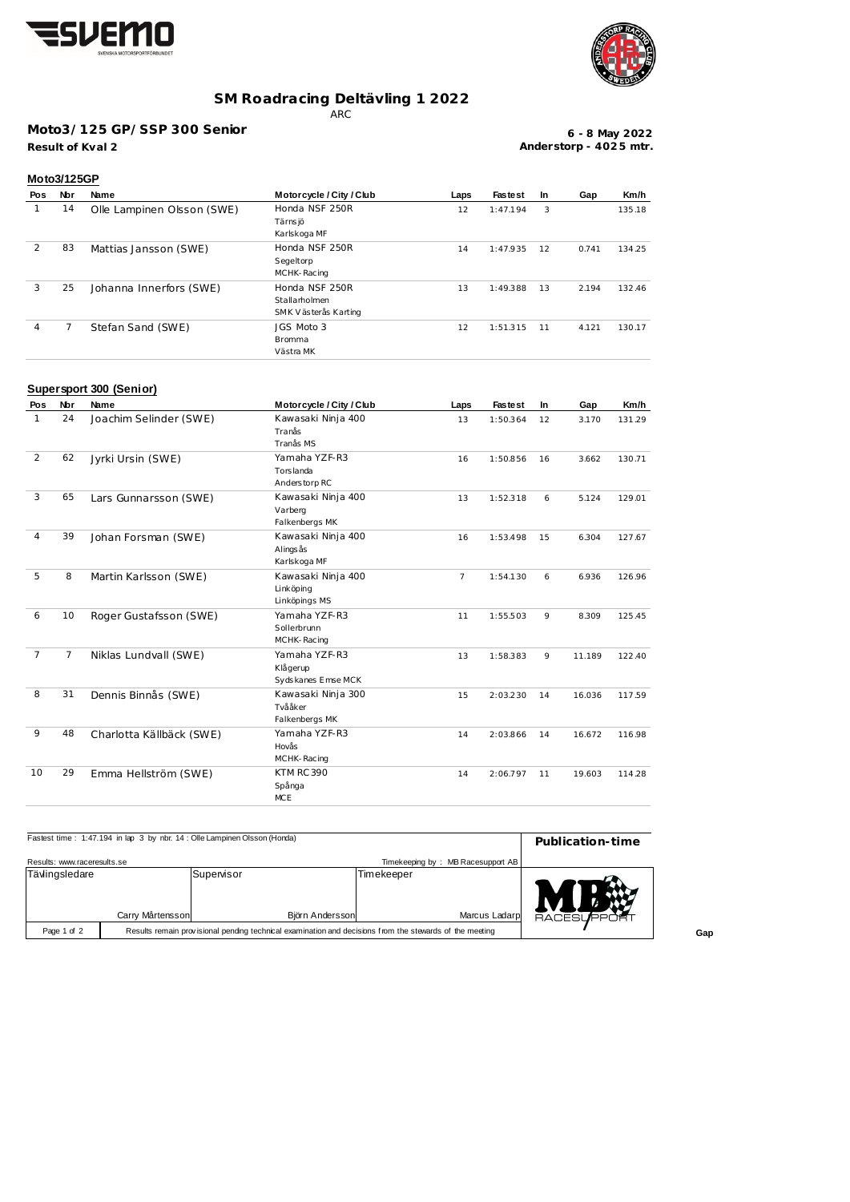# SM Roadracing Deltävling 1 2022

ARC

## Moto3/125 GP/SSP 300 Senior

**Result of Kval 2**

**6 - 8 May 2022**
**Anderstorp - 4025 mtr.**

### Moto3/125GP

| Pos | Nbr | Name | Motorcycle / City / Club | Laps | Fastest | In | Gap | Km/h |
|---|---|---|---|---|---|---|---|---|
| 1 | 14 | Olle Lampinen Olsson (SWE) | Honda NSF 250R<br>Tärnsjö<br>Karlskoga MF | 12 | 1:47.194 | 3 | | 135.18 |
| 2 | 83 | Mattias Jansson (SWE) | Honda NSF 250R<br>Segeltorp<br>MCHK-Racing | 14 | 1:47.935 | 12 | 0.741 | 134.25 |
| 3 | 25 | Johanna Innerfors (SWE) | Honda NSF 250R<br>Stallarholmen<br>SMK Västerås Karting | 13 | 1:49.388 | 13 | 2.194 | 132.46 |
| 4 | 7 | Stefan Sand (SWE) | JGS Moto 3<br>Bromma<br>Västra MK | 12 | 1:51.315 | 11 | 4.121 | 130.17 |

### Supersport 300 (Senior)

| Pos | Nbr | Name | Motorcycle / City / Club | Laps | Fastest | In | Gap | Km/h |
|---|---|---|---|---|---|---|---|---|
| 1 | 24 | Joachim Selinder (SWE) | Kawasaki Ninja 400<br>Tranås<br>Tranås MS | 13 | 1:50.364 | 12 | 3.170 | 131.29 |
| 2 | 62 | Jyrki Ursin (SWE) | Yamaha YZF-R3<br>Torslanda<br>Anderstorp RC | 16 | 1:50.856 | 16 | 3.662 | 130.71 |
| 3 | 65 | Lars Gunnarsson (SWE) | Kawasaki Ninja 400<br>Varberg<br>Falkenbergs MK | 13 | 1:52.318 | 6 | 5.124 | 129.01 |
| 4 | 39 | Johan Forsman (SWE) | Kawasaki Ninja 400<br>Alingsås<br>Karlskoga MF | 16 | 1:53.498 | 15 | 6.304 | 127.67 |
| 5 | 8 | Martin Karlsson (SWE) | Kawasaki Ninja 400<br>Linköping<br>Linköpings MS | 7 | 1:54.130 | 6 | 6.936 | 126.96 |
| 6 | 10 | Roger Gustafsson (SWE) | Yamaha YZF-R3<br>Sollerbrunn<br>MCHK-Racing | 11 | 1:55.503 | 9 | 8.309 | 125.45 |
| 7 | 7 | Niklas Lundvall (SWE) | Yamaha YZF-R3<br>Klågerup<br>Sydskanes Emse MCK | 13 | 1:58.383 | 9 | 11.189 | 122.40 |
| 8 | 31 | Dennis Binnås (SWE) | Kawasaki Ninja 300<br>Tvååker<br>Falkenbergs MK | 15 | 2:03.230 | 14 | 16.036 | 117.59 |
| 9 | 48 | Charlotta Källbäck (SWE) | Yamaha YZF-R3<br>Hovås<br>MCHK-Racing | 14 | 2:03.866 | 14 | 16.672 | 116.98 |
| 10 | 29 | Emma Hellström (SWE) | KTM RC390<br>Spånga<br>MCE | 14 | 2:06.797 | 11 | 19.603 | 114.28 |

Fastest time : 1:47.194 in lap 3 by nbr. 14 : Olle Lampinen Olsson (Honda)

**Publication-time**

Results: www.raceresults.se

Timekeeping by : MB Racesupport AB

| Tävlingsledare | Supervisor | Timekeeper |
|---|---|---|
| Carry Mårtensson | Björn Andersson | Marcus Ladarp |

Results remain provisional pending technical examination and decisions from the stewards of the meeting

Gap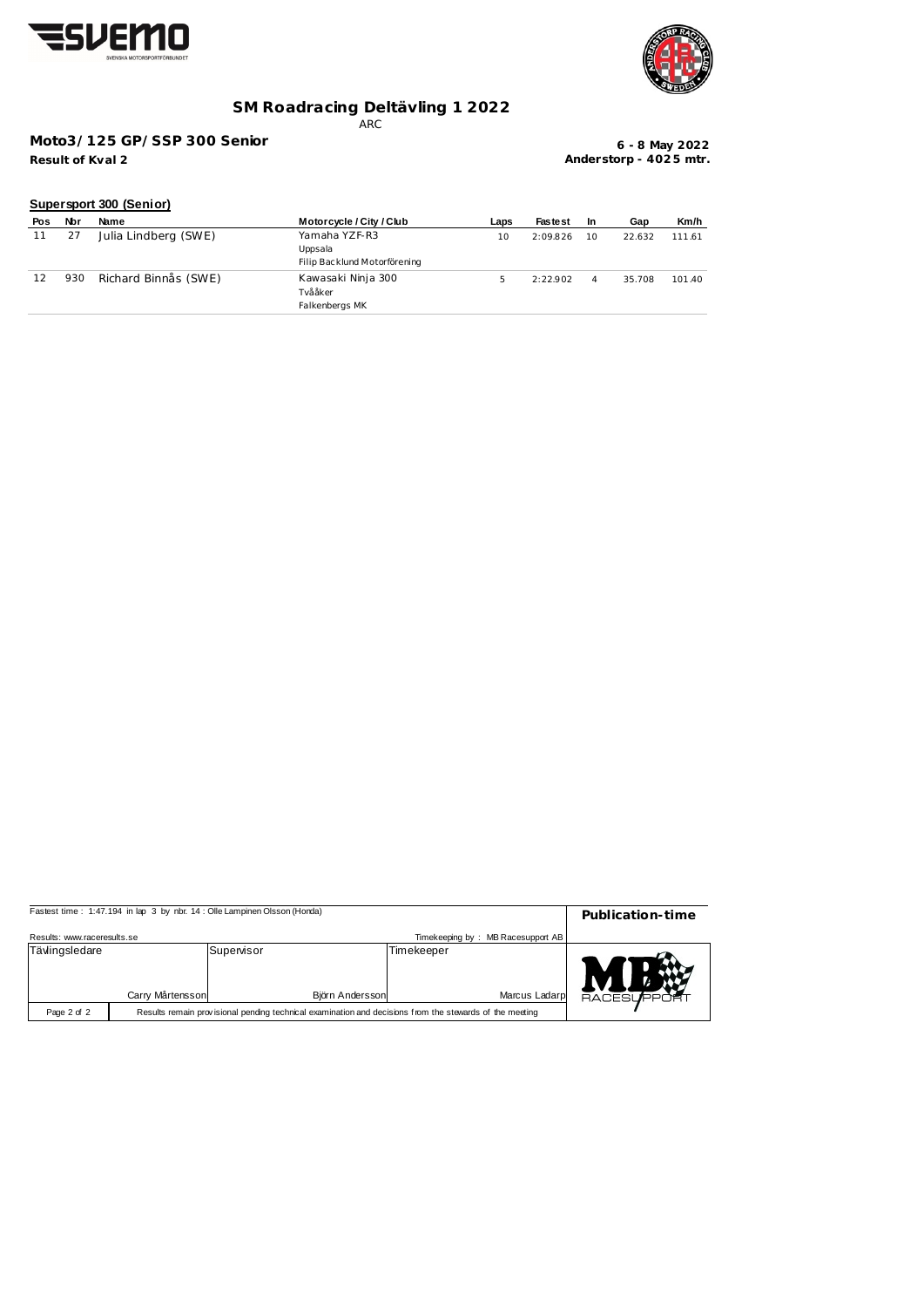# SM Roadracing Deltävling 1 2022

ARC

**Moto3/125 GP/SSP 300 Senior**

**Result of Kval 2**

**6 - 8 May 2022**
**Anderstorp - 4025 mtr.**

**Supersport 300 (Senior)**

| Pos | Nbr | Name | Motorcycle / City / Club | Laps | Fastest | In | Gap | Km/h |
|---|---|---|---|---|---|---|---|---|
| 11 | 27 | Julia Lindberg (SWE) | Yamaha YZF-R3<br>Uppsala<br>Filip Backlund Motorförening | 10 | 2:09.826 | 10 | 22.632 | 111.61 |
| 12 | 930 | Richard Binnås (SWE) | Kawasaki Ninja 300<br>Tvååker<br>Falkenbergs MK | 5 | 2:22.902 | 4 | 35.708 | 101.40 |

Fastest time : 1:47.194 in lap 3 by nbr. 14 : Olle Lampinen Olsson (Honda)

**Publication-time**

Results: www.raceresults.se

Timekeeping by : MB Racesupport AB

| Tävlingsledare | Supervisor | Timekeeper |
|---|---|---|
| Carry Mårtensson | Björn Andersson | Marcus Ladarp |

Results remain provisional pending technical examination and decisions from the stewards of the meeting